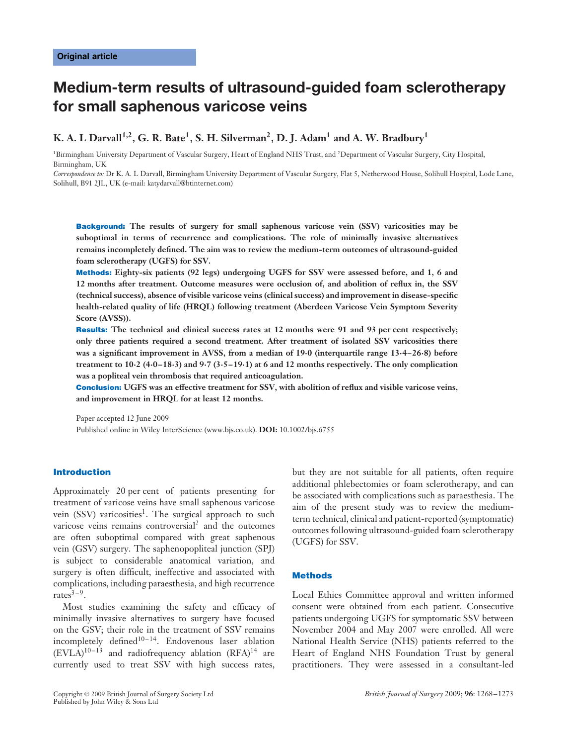Original article

# Medium-term results of ultrasound-guided foam sclerotherapy for small saphenous varicose veins

**K. A. L Darvall[1,2], G. R. Bate[1], S. H. Silverman[2], D. J. Adam[1] and A. W. Bradbury[1]**

[1]Birmingham University Department of Vascular Surgery, Heart of England NHS Trust, and [2]Department of Vascular Surgery, City Hospital, Birmingham, UK

*Correspondence to:* Dr K. A. L. Darvall, Birmingham University Department of Vascular Surgery, Flat 5, Netherwood House, Solihull Hospital, Lode Lane, Solihull, B91 2JL, UK (e-mail: katydarvall@btinternet.com)

**Background:** The results of surgery for small saphenous varicose vein (SSV) varicosities may be suboptimal in terms of recurrence and complications. The role of minimally invasive alternatives remains incompletely defined. The aim was to review the medium-term outcomes of ultrasound-guided foam sclerotherapy (UGFS) for SSV.

**Methods:** Eighty-six patients (92 legs) undergoing UGFS for SSV were assessed before, and 1, 6 and 12 months after treatment. Outcome measures were occlusion of, and abolition of reflux in, the SSV (technical success), absence of visible varicose veins (clinical success) and improvement in disease-specific health-related quality of life (HRQL) following treatment (Aberdeen Varicose Vein Symptom Severity Score (AVSS)).

**Results:** The technical and clinical success rates at 12 months were 91 and 93 per cent respectively; only three patients required a second treatment. After treatment of isolated SSV varicosities there was a significant improvement in AVSS, from a median of 19·0 (interquartile range 13·4–26·8) before treatment to 10·2 (4·0–18·3) and 9·7 (3·5–19·1) at 6 and 12 months respectively. The only complication was a popliteal vein thrombosis that required anticoagulation.

**Conclusion:** UGFS was an effective treatment for SSV, with abolition of reflux and visible varicose veins, and improvement in HRQL for at least 12 months.

Paper accepted 12 June 2009

Published online in Wiley InterScience (www.bjs.co.uk). **DOI:** 10.1002/bjs.6755

## Introduction

Approximately 20 per cent of patients presenting for treatment of varicose veins have small saphenous varicose vein (SSV) varicosities[1]. The surgical approach to such varicose veins remains controversial[2] and the outcomes are often suboptimal compared with great saphenous vein (GSV) surgery. The saphenopopliteal junction (SPJ) is subject to considerable anatomical variation, and surgery is often difficult, ineffective and associated with complications, including paraesthesia, and high recurrence rates[3–9].

Most studies examining the safety and efficacy of minimally invasive alternatives to surgery have focused on the GSV; their role in the treatment of SSV remains incompletely defined[10–14]. Endovenous laser ablation (EVLA)[10–13] and radiofrequency ablation (RFA)[14] are currently used to treat SSV with high success rates, but they are not suitable for all patients, often require additional phlebectomies or foam sclerotherapy, and can be associated with complications such as paraesthesia. The aim of the present study was to review the medium-term technical, clinical and patient-reported (symptomatic) outcomes following ultrasound-guided foam sclerotherapy (UGFS) for SSV.

## Methods

Local Ethics Committee approval and written informed consent were obtained from each patient. Consecutive patients undergoing UGFS for symptomatic SSV between November 2004 and May 2007 were enrolled. All were National Health Service (NHS) patients referred to the Heart of England NHS Foundation Trust by general practitioners. They were assessed in a consultant-led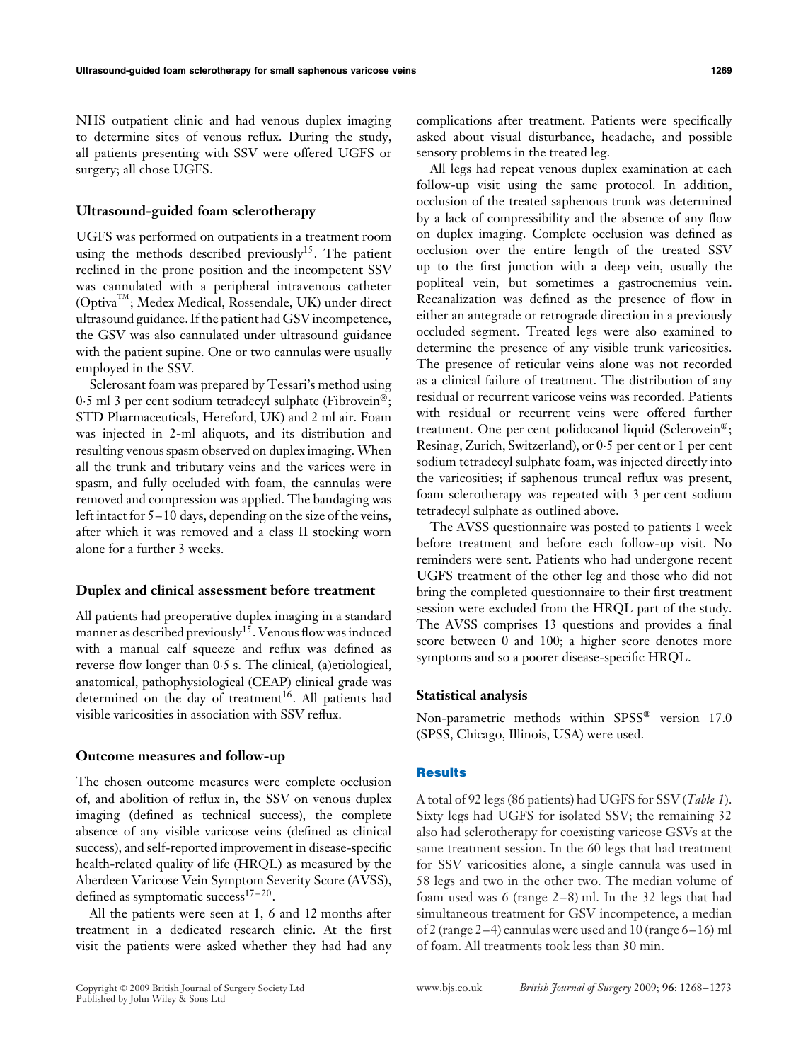NHS outpatient clinic and had venous duplex imaging to determine sites of venous reflux. During the study, all patients presenting with SSV were offered UGFS or surgery; all chose UGFS.

### Ultrasound-guided foam sclerotherapy

UGFS was performed on outpatients in a treatment room using the methods described previously[15]. The patient reclined in the prone position and the incompetent SSV was cannulated with a peripheral intravenous catheter (Optiva™; Medex Medical, Rossendale, UK) under direct ultrasound guidance. If the patient had GSV incompetence, the GSV was also cannulated under ultrasound guidance with the patient supine. One or two cannulas were usually employed in the SSV.

Sclerosant foam was prepared by Tessari's method using 0·5 ml 3 per cent sodium tetradecyl sulphate (Fibrovein®; STD Pharmaceuticals, Hereford, UK) and 2 ml air. Foam was injected in 2-ml aliquots, and its distribution and resulting venous spasm observed on duplex imaging. When all the trunk and tributary veins and the varices were in spasm, and fully occluded with foam, the cannulas were removed and compression was applied. The bandaging was left intact for 5–10 days, depending on the size of the veins, after which it was removed and a class II stocking worn alone for a further 3 weeks.

### Duplex and clinical assessment before treatment

All patients had preoperative duplex imaging in a standard manner as described previously[15]. Venous flow was induced with a manual calf squeeze and reflux was defined as reverse flow longer than 0·5 s. The clinical, (a)etiological, anatomical, pathophysiological (CEAP) clinical grade was determined on the day of treatment[16]. All patients had visible varicosities in association with SSV reflux.

### Outcome measures and follow-up

The chosen outcome measures were complete occlusion of, and abolition of reflux in, the SSV on venous duplex imaging (defined as technical success), the complete absence of any visible varicose veins (defined as clinical success), and self-reported improvement in disease-specific health-related quality of life (HRQL) as measured by the Aberdeen Varicose Vein Symptom Severity Score (AVSS), defined as symptomatic success[17–20].

All the patients were seen at 1, 6 and 12 months after treatment in a dedicated research clinic. At the first visit the patients were asked whether they had had any complications after treatment. Patients were specifically asked about visual disturbance, headache, and possible sensory problems in the treated leg.

All legs had repeat venous duplex examination at each follow-up visit using the same protocol. In addition, occlusion of the treated saphenous trunk was determined by a lack of compressibility and the absence of any flow on duplex imaging. Complete occlusion was defined as occlusion over the entire length of the treated SSV up to the first junction with a deep vein, usually the popliteal vein, but sometimes a gastrocnemius vein. Recanalization was defined as the presence of flow in either an antegrade or retrograde direction in a previously occluded segment. Treated legs were also examined to determine the presence of any visible trunk varicosities. The presence of reticular veins alone was not recorded as a clinical failure of treatment. The distribution of any residual or recurrent varicose veins was recorded. Patients with residual or recurrent veins were offered further treatment. One per cent polidocanol liquid (Sclerovein®; Resinag, Zurich, Switzerland), or 0·5 per cent or 1 per cent sodium tetradecyl sulphate foam, was injected directly into the varicosities; if saphenous truncal reflux was present, foam sclerotherapy was repeated with 3 per cent sodium tetradecyl sulphate as outlined above.

The AVSS questionnaire was posted to patients 1 week before treatment and before each follow-up visit. No reminders were sent. Patients who had undergone recent UGFS treatment of the other leg and those who did not bring the completed questionnaire to their first treatment session were excluded from the HRQL part of the study. The AVSS comprises 13 questions and provides a final score between 0 and 100; a higher score denotes more symptoms and so a poorer disease-specific HRQL.

### Statistical analysis

Non-parametric methods within SPSS® version 17.0 (SPSS, Chicago, Illinois, USA) were used.

## Results

A total of 92 legs (86 patients) had UGFS for SSV (*Table 1*). Sixty legs had UGFS for isolated SSV; the remaining 32 also had sclerotherapy for coexisting varicose GSVs at the same treatment session. In the 60 legs that had treatment for SSV varicosities alone, a single cannula was used in 58 legs and two in the other two. The median volume of foam used was 6 (range 2–8) ml. In the 32 legs that had simultaneous treatment for GSV incompetence, a median of 2 (range 2–4) cannulas were used and 10 (range 6–16) ml of foam. All treatments took less than 30 min.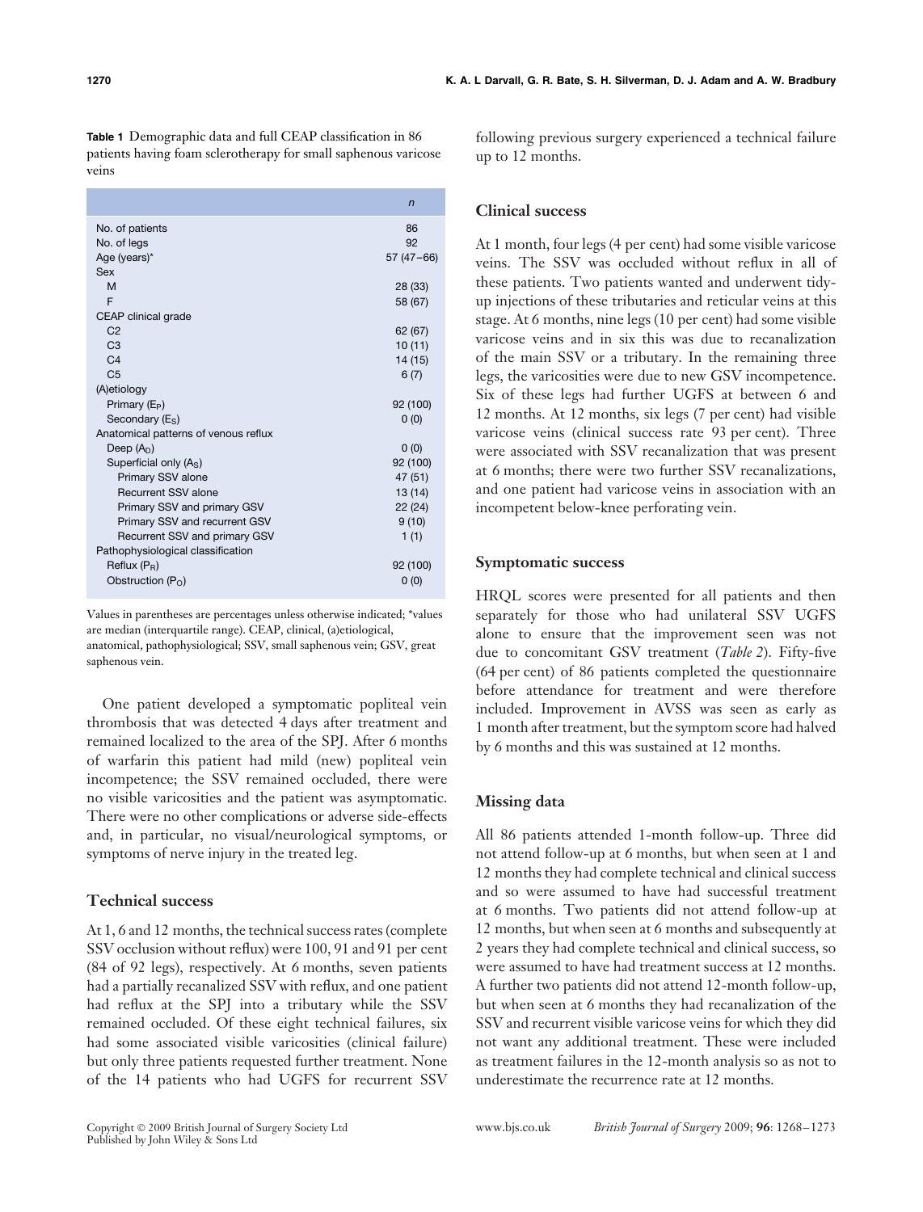**Table 1** Demographic data and full CEAP classification in 86 patients having foam sclerotherapy for small saphenous varicose veins

| | *n* |
|---|---|
| No. of patients | 86 |
| No. of legs | 92 |
| Age (years)* | 57 (47–66) |
| Sex | |
| M | 28 (33) |
| F | 58 (67) |
| CEAP clinical grade | |
| C2 | 62 (67) |
| C3 | 10 (11) |
| C4 | 14 (15) |
| C5 | 6 (7) |
| (A)etiology | |
| Primary ($E_P$) | 92 (100) |
| Secondary ($E_S$) | 0 (0) |
| Anatomical patterns of venous reflux | |
| Deep ($A_D$) | 0 (0) |
| Superficial only ($A_S$) | 92 (100) |
| Primary SSV alone | 47 (51) |
| Recurrent SSV alone | 13 (14) |
| Primary SSV and primary GSV | 22 (24) |
| Primary SSV and recurrent GSV | 9 (10) |
| Recurrent SSV and primary GSV | 1 (1) |
| Pathophysiological classification | |
| Reflux ($P_R$) | 92 (100) |
| Obstruction ($P_O$) | 0 (0) |

Values in parentheses are percentages unless otherwise indicated; *values are median (interquartile range). CEAP, clinical, (a)etiological, anatomical, pathophysiological; SSV, small saphenous vein; GSV, great saphenous vein.

One patient developed a symptomatic popliteal vein thrombosis that was detected 4 days after treatment and remained localized to the area of the SPJ. After 6 months of warfarin this patient had mild (new) popliteal vein incompetence; the SSV remained occluded, there were no visible varicosities and the patient was asymptomatic. There were no other complications or adverse side-effects and, in particular, no visual/neurological symptoms, or symptoms of nerve injury in the treated leg.

## Technical success

At 1, 6 and 12 months, the technical success rates (complete SSV occlusion without reflux) were 100, 91 and 91 per cent (84 of 92 legs), respectively. At 6 months, seven patients had a partially recanalized SSV with reflux, and one patient had reflux at the SPJ into a tributary while the SSV remained occluded. Of these eight technical failures, six had some associated visible varicosities (clinical failure) but only three patients requested further treatment. None of the 14 patients who had UGFS for recurrent SSV following previous surgery experienced a technical failure up to 12 months.

## Clinical success

At 1 month, four legs (4 per cent) had some visible varicose veins. The SSV was occluded without reflux in all of these patients. Two patients wanted and underwent tidy-up injections of these tributaries and reticular veins at this stage. At 6 months, nine legs (10 per cent) had some visible varicose veins and in six this was due to recanalization of the main SSV or a tributary. In the remaining three legs, the varicosities were due to new GSV incompetence. Six of these legs had further UGFS at between 6 and 12 months. At 12 months, six legs (7 per cent) had visible varicose veins (clinical success rate 93 per cent). Three were associated with SSV recanalization that was present at 6 months; there were two further SSV recanalizations, and one patient had varicose veins in association with an incompetent below-knee perforating vein.

## Symptomatic success

HRQL scores were presented for all patients and then separately for those who had unilateral SSV UGFS alone to ensure that the improvement seen was not due to concomitant GSV treatment (*Table 2*). Fifty-five (64 per cent) of 86 patients completed the questionnaire before attendance for treatment and were therefore included. Improvement in AVSS was seen as early as 1 month after treatment, but the symptom score had halved by 6 months and this was sustained at 12 months.

## Missing data

All 86 patients attended 1-month follow-up. Three did not attend follow-up at 6 months, but when seen at 1 and 12 months they had complete technical and clinical success and so were assumed to have had successful treatment at 6 months. Two patients did not attend follow-up at 12 months, but when seen at 6 months and subsequently at 2 years they had complete technical and clinical success, so were assumed to have had treatment success at 12 months. A further two patients did not attend 12-month follow-up, but when seen at 6 months they had recanalization of the SSV and recurrent visible varicose veins for which they did not want any additional treatment. These were included as treatment failures in the 12-month analysis so as not to underestimate the recurrence rate at 12 months.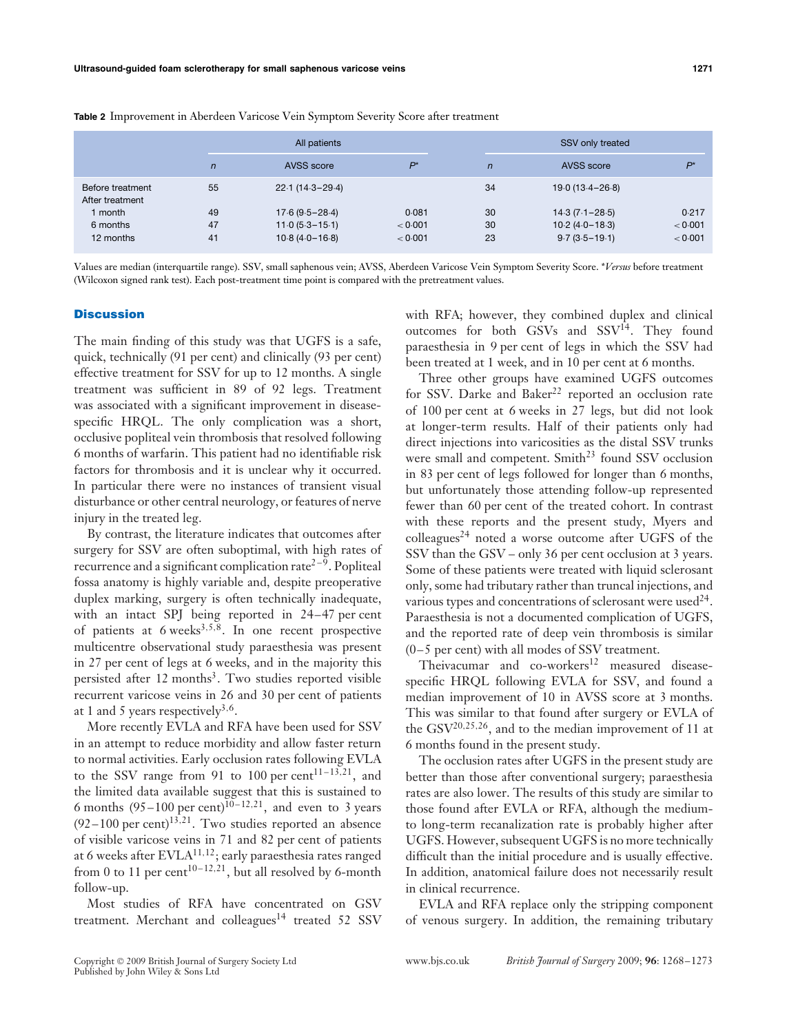**Table 2** Improvement in Aberdeen Varicose Vein Symptom Severity Score after treatment

| | All patients | | | SSV only treated | | |
|---|---|---|---|---|---|---|
| | *n* | AVSS score | *P** | *n* | AVSS score | *P** |
| Before treatment | 55 | 22·1 (14·3–29·4) | | 34 | 19·0 (13·4–26·8) | |
| After treatment | | | | | | |
| 1 month | 49 | 17·6 (9·5–28·4) | 0·081 | 30 | 14·3 (7·1–28·5) | 0·217 |
| 6 months | 47 | 11·0 (5·3–15·1) | < 0·001 | 30 | 10·2 (4·0–18·3) | < 0·001 |
| 12 months | 41 | 10·8 (4·0–16·8) | < 0·001 | 23 | 9·7 (3·5–19·1) | < 0·001 |

Values are median (interquartile range). SSV, small saphenous vein; AVSS, Aberdeen Varicose Vein Symptom Severity Score. **Versus* before treatment (Wilcoxon signed rank test). Each post-treatment time point is compared with the pretreatment values.

## Discussion

The main finding of this study was that UGFS is a safe, quick, technically (91 per cent) and clinically (93 per cent) effective treatment for SSV for up to 12 months. A single treatment was sufficient in 89 of 92 legs. Treatment was associated with a significant improvement in disease-specific HRQL. The only complication was a short, occlusive popliteal vein thrombosis that resolved following 6 months of warfarin. This patient had no identifiable risk factors for thrombosis and it is unclear why it occurred. In particular there were no instances of transient visual disturbance or other central neurology, or features of nerve injury in the treated leg.

By contrast, the literature indicates that outcomes after surgery for SSV are often suboptimal, with high rates of recurrence and a significant complication rate[2–9]. Popliteal fossa anatomy is highly variable and, despite preoperative duplex marking, surgery is often technically inadequate, with an intact SPJ being reported in 24–47 per cent of patients at 6 weeks[3,5,8]. In one recent prospective multicentre observational study paraesthesia was present in 27 per cent of legs at 6 weeks, and in the majority this persisted after 12 months[3]. Two studies reported visible recurrent varicose veins in 26 and 30 per cent of patients at 1 and 5 years respectively[3,6].

More recently EVLA and RFA have been used for SSV in an attempt to reduce morbidity and allow faster return to normal activities. Early occlusion rates following EVLA to the SSV range from 91 to 100 per cent[11–13,21], and the limited data available suggest that this is sustained to 6 months (95–100 per cent)[10–12,21], and even to 3 years (92–100 per cent)[13,21]. Two studies reported an absence of visible varicose veins in 71 and 82 per cent of patients at 6 weeks after EVLA[11,12]; early paraesthesia rates ranged from 0 to 11 per cent[10–12,21], but all resolved by 6-month follow-up.

Most studies of RFA have concentrated on GSV treatment. Merchant and colleagues[14] treated 52 SSV with RFA; however, they combined duplex and clinical outcomes for both GSVs and SSV[14]. They found paraesthesia in 9 per cent of legs in which the SSV had been treated at 1 week, and in 10 per cent at 6 months.

Three other groups have examined UGFS outcomes for SSV. Darke and Baker[22] reported an occlusion rate of 100 per cent at 6 weeks in 27 legs, but did not look at longer-term results. Half of their patients only had direct injections into varicosities as the distal SSV trunks were small and competent. Smith[23] found SSV occlusion in 83 per cent of legs followed for longer than 6 months, but unfortunately those attending follow-up represented fewer than 60 per cent of the treated cohort. In contrast with these reports and the present study, Myers and colleagues[24] noted a worse outcome after UGFS of the SSV than the GSV – only 36 per cent occlusion at 3 years. Some of these patients were treated with liquid sclerosant only, some had tributary rather than truncal injections, and various types and concentrations of sclerosant were used[24]. Paraesthesia is not a documented complication of UGFS, and the reported rate of deep vein thrombosis is similar (0–5 per cent) with all modes of SSV treatment.

Theivacumar and co-workers[12] measured disease-specific HRQL following EVLA for SSV, and found a median improvement of 10 in AVSS score at 3 months. This was similar to that found after surgery or EVLA of the GSV[20,25,26], and to the median improvement of 11 at 6 months found in the present study.

The occlusion rates after UGFS in the present study are better than those after conventional surgery; paraesthesia rates are also lower. The results of this study are similar to those found after EVLA or RFA, although the medium- to long-term recanalization rate is probably higher after UGFS. However, subsequent UGFS is no more technically difficult than the initial procedure and is usually effective. In addition, anatomical failure does not necessarily result in clinical recurrence.

EVLA and RFA replace only the stripping component of venous surgery. In addition, the remaining tributary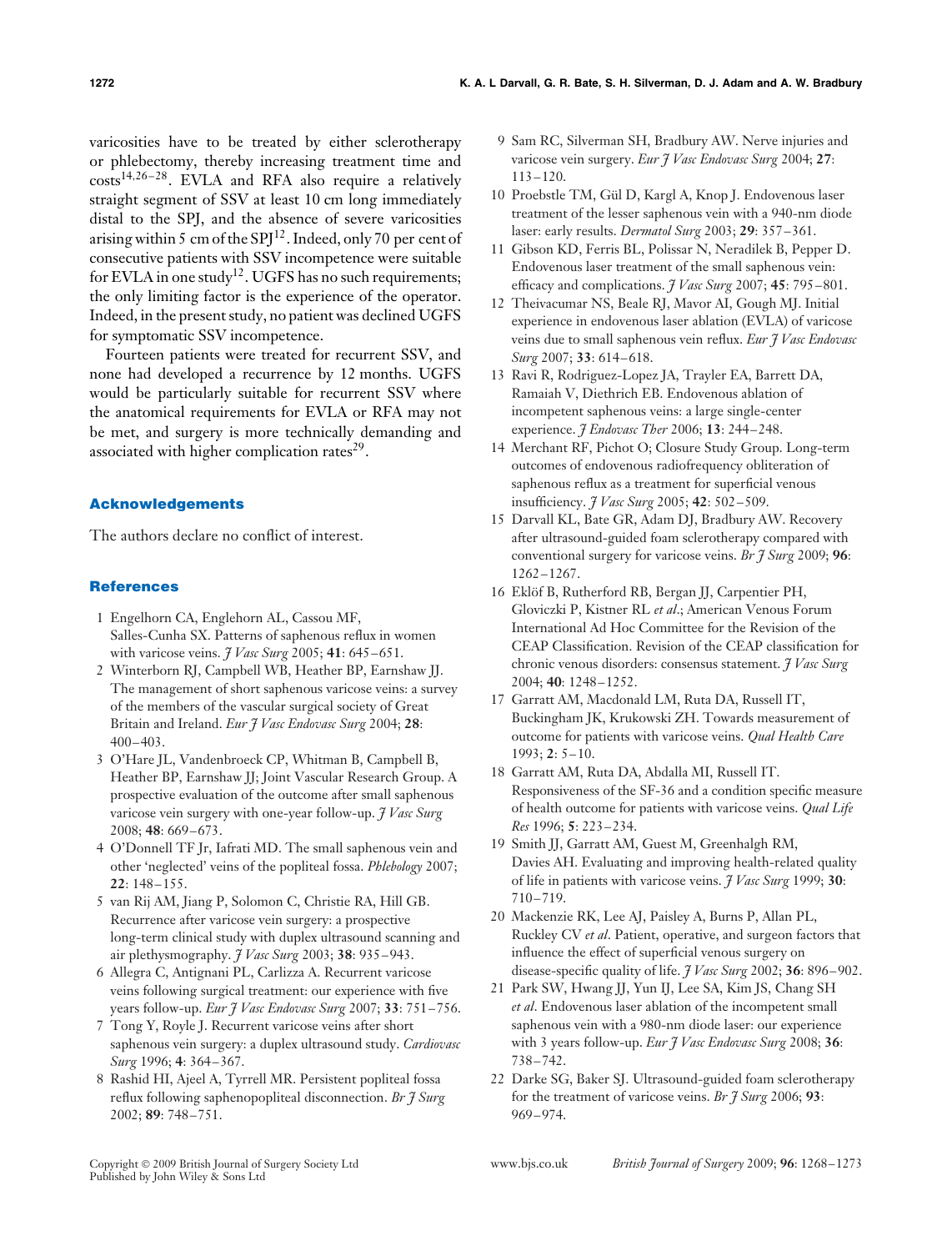varicosities have to be treated by either sclerotherapy or phlebectomy, thereby increasing treatment time and costs[14,26–28]. EVLA and RFA also require a relatively straight segment of SSV at least 10 cm long immediately distal to the SPJ, and the absence of severe varicosities arising within 5 cm of the SPJ[12]. Indeed, only 70 per cent of consecutive patients with SSV incompetence were suitable for EVLA in one study[12]. UGFS has no such requirements; the only limiting factor is the experience of the operator. Indeed, in the present study, no patient was declined UGFS for symptomatic SSV incompetence.

Fourteen patients were treated for recurrent SSV, and none had developed a recurrence by 12 months. UGFS would be particularly suitable for recurrent SSV where the anatomical requirements for EVLA or RFA may not be met, and surgery is more technically demanding and associated with higher complication rates[29].

## Acknowledgements

The authors declare no conflict of interest.

## References

1 Engelhorn CA, Englehorn AL, Cassou MF, Salles-Cunha SX. Patterns of saphenous reflux in women with varicose veins. *J Vasc Surg* 2005; **41**: 645–651.

2 Winterborn RJ, Campbell WB, Heather BP, Earnshaw JJ. The management of short saphenous varicose veins: a survey of the members of the vascular surgical society of Great Britain and Ireland. *Eur J Vasc Endovasc Surg* 2004; **28**: 400–403.

3 O'Hare JL, Vandenbroeck CP, Whitman B, Campbell B, Heather BP, Earnshaw JJ; Joint Vascular Research Group. A prospective evaluation of the outcome after small saphenous varicose vein surgery with one-year follow-up. *J Vasc Surg* 2008; **48**: 669–673.

4 O'Donnell TF Jr, Iafrati MD. The small saphenous vein and other 'neglected' veins of the popliteal fossa. *Phlebology* 2007; **22**: 148–155.

5 van Rij AM, Jiang P, Solomon C, Christie RA, Hill GB. Recurrence after varicose vein surgery: a prospective long-term clinical study with duplex ultrasound scanning and air plethysmography. *J Vasc Surg* 2003; **38**: 935–943.

6 Allegra C, Antignani PL, Carlizza A. Recurrent varicose veins following surgical treatment: our experience with five years follow-up. *Eur J Vasc Endovasc Surg* 2007; **33**: 751–756.

7 Tong Y, Royle J. Recurrent varicose veins after short saphenous vein surgery: a duplex ultrasound study. *Cardiovasc Surg* 1996; **4**: 364–367.

8 Rashid HI, Ajeel A, Tyrrell MR. Persistent popliteal fossa reflux following saphenopopliteal disconnection. *Br J Surg* 2002; **89**: 748–751.

9 Sam RC, Silverman SH, Bradbury AW. Nerve injuries and varicose vein surgery. *Eur J Vasc Endovasc Surg* 2004; **27**: 113–120.

10 Proebstle TM, Gül D, Kargl A, Knop J. Endovenous laser treatment of the lesser saphenous vein with a 940-nm diode laser: early results. *Dermatol Surg* 2003; **29**: 357–361.

11 Gibson KD, Ferris BL, Polissar N, Neradilek B, Pepper D. Endovenous laser treatment of the small saphenous vein: efficacy and complications. *J Vasc Surg* 2007; **45**: 795–801.

12 Theivacumar NS, Beale RJ, Mavor AI, Gough MJ. Initial experience in endovenous laser ablation (EVLA) of varicose veins due to small saphenous vein reflux. *Eur J Vasc Endovasc Surg* 2007; **33**: 614–618.

13 Ravi R, Rodriguez-Lopez JA, Trayler EA, Barrett DA, Ramaiah V, Diethrich EB. Endovenous ablation of incompetent saphenous veins: a large single-center experience. *J Endovasc Ther* 2006; **13**: 244–248.

14 Merchant RF, Pichot O; Closure Study Group. Long-term outcomes of endovenous radiofrequency obliteration of saphenous reflux as a treatment for superficial venous insufficiency. *J Vasc Surg* 2005; **42**: 502–509.

15 Darvall KL, Bate GR, Adam DJ, Bradbury AW. Recovery after ultrasound-guided foam sclerotherapy compared with conventional surgery for varicose veins. *Br J Surg* 2009; **96**: 1262–1267.

16 Eklöf B, Rutherford RB, Bergan JJ, Carpentier PH, Gloviczki P, Kistner RL *et al*.; American Venous Forum International Ad Hoc Committee for the Revision of the CEAP Classification. Revision of the CEAP classification for chronic venous disorders: consensus statement. *J Vasc Surg* 2004; **40**: 1248–1252.

17 Garratt AM, Macdonald LM, Ruta DA, Russell IT, Buckingham JK, Krukowski ZH. Towards measurement of outcome for patients with varicose veins. *Qual Health Care* 1993; **2**: 5–10.

18 Garratt AM, Ruta DA, Abdalla MI, Russell IT. Responsiveness of the SF-36 and a condition specific measure of health outcome for patients with varicose veins. *Qual Life Res* 1996; **5**: 223–234.

19 Smith JJ, Garratt AM, Guest M, Greenhalgh RM, Davies AH. Evaluating and improving health-related quality of life in patients with varicose veins. *J Vasc Surg* 1999; **30**: 710–719.

20 Mackenzie RK, Lee AJ, Paisley A, Burns P, Allan PL, Ruckley CV *et al*. Patient, operative, and surgeon factors that influence the effect of superficial venous surgery on disease-specific quality of life. *J Vasc Surg* 2002; **36**: 896–902.

21 Park SW, Hwang JJ, Yun IJ, Lee SA, Kim JS, Chang SH *et al*. Endovenous laser ablation of the incompetent small saphenous vein with a 980-nm diode laser: our experience with 3 years follow-up. *Eur J Vasc Endovasc Surg* 2008; **36**: 738–742.

22 Darke SG, Baker SJ. Ultrasound-guided foam sclerotherapy for the treatment of varicose veins. *Br J Surg* 2006; **93**: 969–974.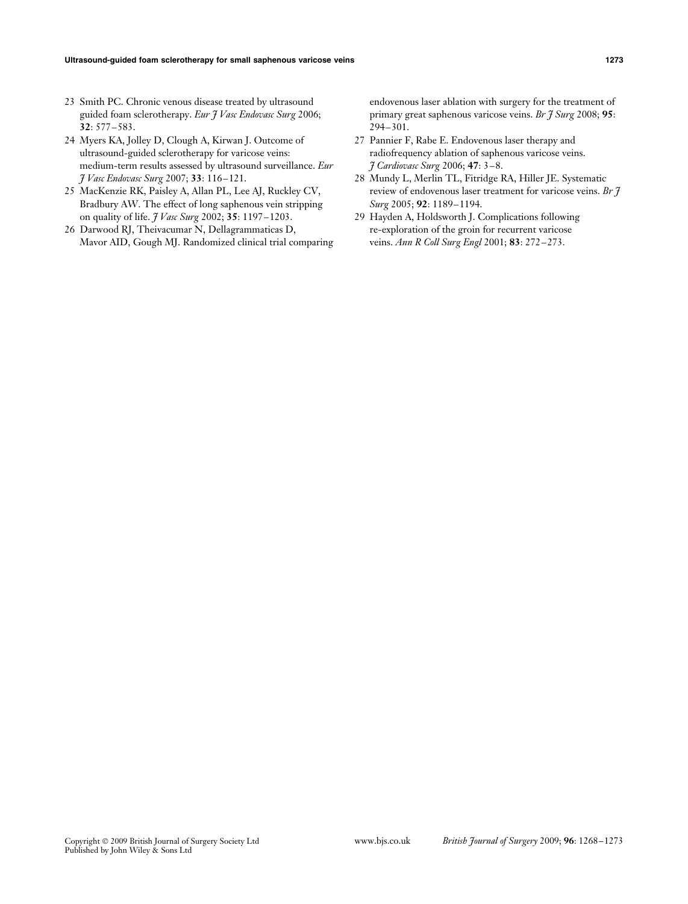23 Smith PC. Chronic venous disease treated by ultrasound guided foam sclerotherapy. *Eur J Vasc Endovasc Surg* 2006; **32**: 577–583.

24 Myers KA, Jolley D, Clough A, Kirwan J. Outcome of ultrasound-guided sclerotherapy for varicose veins: medium-term results assessed by ultrasound surveillance. *Eur J Vasc Endovasc Surg* 2007; **33**: 116–121.

25 MacKenzie RK, Paisley A, Allan PL, Lee AJ, Ruckley CV, Bradbury AW. The effect of long saphenous vein stripping on quality of life. *J Vasc Surg* 2002; **35**: 1197–1203.

26 Darwood RJ, Theivacumar N, Dellagrammaticas D, Mavor AID, Gough MJ. Randomized clinical trial comparing endovenous laser ablation with surgery for the treatment of primary great saphenous varicose veins. *Br J Surg* 2008; **95**: 294–301.

27 Pannier F, Rabe E. Endovenous laser therapy and radiofrequency ablation of saphenous varicose veins. *J Cardiovasc Surg* 2006; **47**: 3–8.

28 Mundy L, Merlin TL, Fitridge RA, Hiller JE. Systematic review of endovenous laser treatment for varicose veins. *Br J Surg* 2005; **92**: 1189–1194.

29 Hayden A, Holdsworth J. Complications following re-exploration of the groin for recurrent varicose veins. *Ann R Coll Surg Engl* 2001; **83**: 272–273.